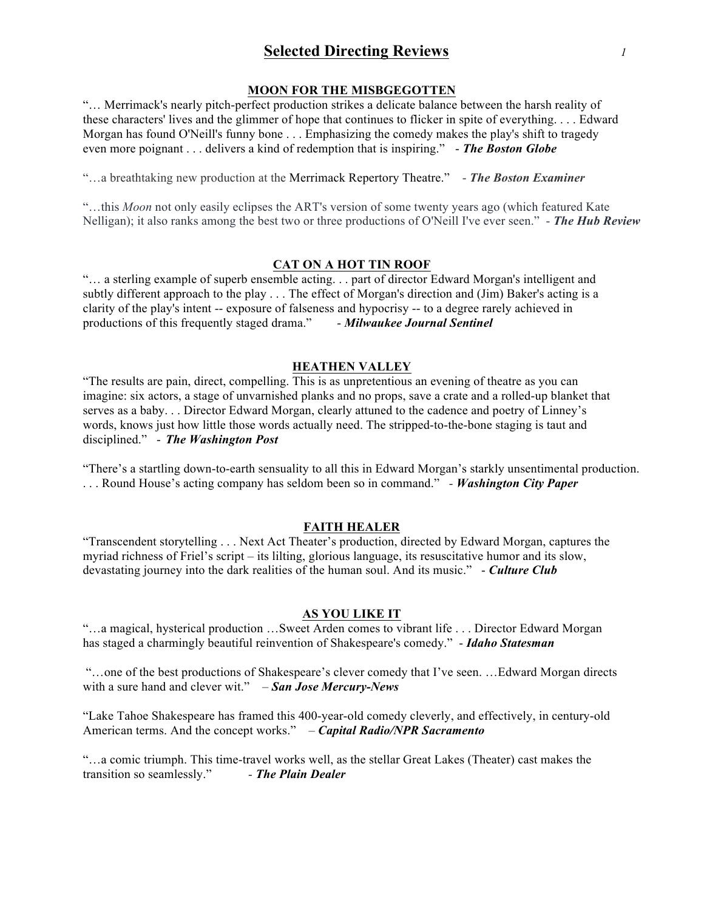# Selected Directing Reviews

## MOON FOR THE MISBGEGOTTEN

"… Merrimack's nearly pitch-perfect production strikes a delicate balance between the harsh reality of these characters' lives and the glimmer of hope that continues to flicker in spite of everything. . . . Edward Morgan has found O'Neill's funny bone . . . Emphasizing the comedy makes the play's shift to tragedy even more poignant . . . delivers a kind of redemption that is inspiring." - ***The Boston Globe***

"…a breathtaking new production at the Merrimack Repertory Theatre." - ***The Boston Examiner***

"…this *Moon* not only easily eclipses the ART's version of some twenty years ago (which featured Kate Nelligan); it also ranks among the best two or three productions of O'Neill I've ever seen." - ***The Hub Review***

## CAT ON A HOT TIN ROOF

"… a sterling example of superb ensemble acting. . . part of director Edward Morgan's intelligent and subtly different approach to the play . . . The effect of Morgan's direction and (Jim) Baker's acting is a clarity of the play's intent -- exposure of falseness and hypocrisy -- to a degree rarely achieved in productions of this frequently staged drama." - ***Milwaukee Journal Sentinel***

## HEATHEN VALLEY

"The results are pain, direct, compelling. This is as unpretentious an evening of theatre as you can imagine: six actors, a stage of unvarnished planks and no props, save a crate and a rolled-up blanket that serves as a baby. . . Director Edward Morgan, clearly attuned to the cadence and poetry of Linney's words, knows just how little those words actually need. The stripped-to-the-bone staging is taut and disciplined." - ***The Washington Post***

"There's a startling down-to-earth sensuality to all this in Edward Morgan's starkly unsentimental production. . . . Round House's acting company has seldom been so in command." - ***Washington City Paper***

## FAITH HEALER

"Transcendent storytelling . . . Next Act Theater's production, directed by Edward Morgan, captures the myriad richness of Friel's script – its lilting, glorious language, its resuscitative humor and its slow, devastating journey into the dark realities of the human soul. And its music." - ***Culture Club***

## AS YOU LIKE IT

"…a magical, hysterical production …Sweet Arden comes to vibrant life . . . Director Edward Morgan has staged a charmingly beautiful reinvention of Shakespeare's comedy." - ***Idaho Statesman***

"…one of the best productions of Shakespeare's clever comedy that I've seen. …Edward Morgan directs with a sure hand and clever wit." – ***San Jose Mercury-News***

"Lake Tahoe Shakespeare has framed this 400-year-old comedy cleverly, and effectively, in century-old American terms. And the concept works." – ***Capital Radio/NPR Sacramento***

"…a comic triumph. This time-travel works well, as the stellar Great Lakes (Theater) cast makes the transition so seamlessly." - ***The Plain Dealer***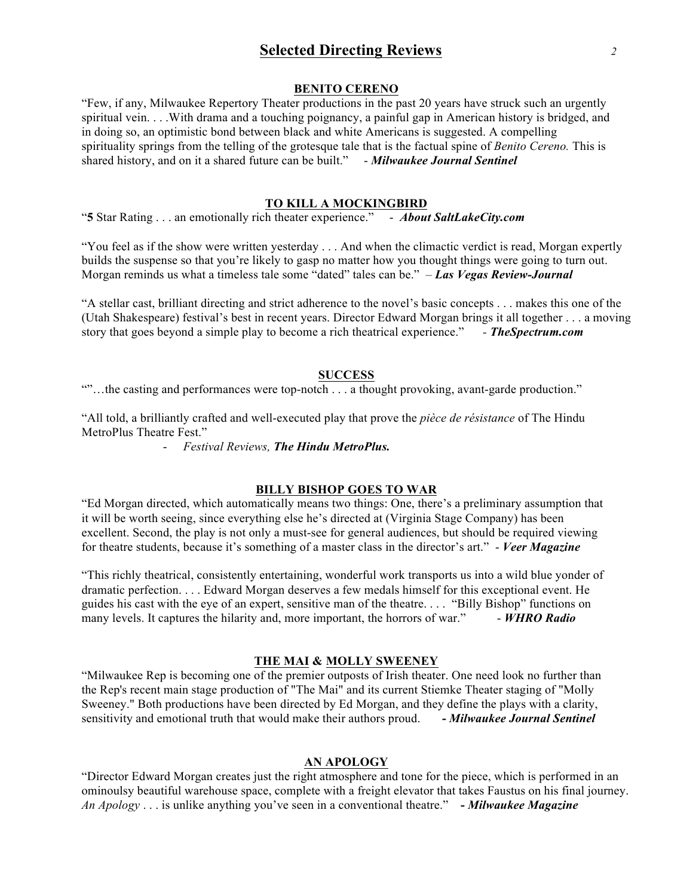# Selected Directing Reviews

### BENITO CERENO

"Few, if any, Milwaukee Repertory Theater productions in the past 20 years have struck such an urgently spiritual vein. . . .With drama and a touching poignancy, a painful gap in American history is bridged, and in doing so, an optimistic bond between black and white Americans is suggested. A compelling spirituality springs from the telling of the grotesque tale that is the factual spine of *Benito Cereno.* This is shared history, and on it a shared future can be built." - ***Milwaukee Journal Sentinel***

### TO KILL A MOCKINGBIRD

"**5** Star Rating . . . an emotionally rich theater experience." - ***About SaltLakeCity.com***

"You feel as if the show were written yesterday . . . And when the climactic verdict is read, Morgan expertly builds the suspense so that you're likely to gasp no matter how you thought things were going to turn out. Morgan reminds us what a timeless tale some "dated" tales can be." – ***Las Vegas Review-Journal***

"A stellar cast, brilliant directing and strict adherence to the novel's basic concepts . . . makes this one of the (Utah Shakespeare) festival's best in recent years. Director Edward Morgan brings it all together . . . a moving story that goes beyond a simple play to become a rich theatrical experience." - ***TheSpectrum.com***

### SUCCESS

""'…the casting and performances were top-notch . . . a thought provoking, avant-garde production."

"All told, a brilliantly crafted and well-executed play that prove the *pièce de résistance* of The Hindu MetroPlus Theatre Fest."

- *Festival Reviews,* ***The Hindu MetroPlus.***

### BILLY BISHOP GOES TO WAR

"Ed Morgan directed, which automatically means two things: One, there's a preliminary assumption that it will be worth seeing, since everything else he's directed at (Virginia Stage Company) has been excellent. Second, the play is not only a must-see for general audiences, but should be required viewing for theatre students, because it's something of a master class in the director's art." - ***Veer Magazine***

"This richly theatrical, consistently entertaining, wonderful work transports us into a wild blue yonder of dramatic perfection. . . . Edward Morgan deserves a few medals himself for this exceptional event. He guides his cast with the eye of an expert, sensitive man of the theatre. . . . "Billy Bishop" functions on many levels. It captures the hilarity and, more important, the horrors of war." - ***WHRO Radio***

### THE MAI & MOLLY SWEENEY

"Milwaukee Rep is becoming one of the premier outposts of Irish theater. One need look no further than the Rep's recent main stage production of "The Mai" and its current Stiemke Theater staging of "Molly Sweeney." Both productions have been directed by Ed Morgan, and they define the plays with a clarity, sensitivity and emotional truth that would make their authors proud. ***- Milwaukee Journal Sentinel***

### AN APOLOGY

"Director Edward Morgan creates just the right atmosphere and tone for the piece, which is performed in an ominoulsy beautiful warehouse space, complete with a freight elevator that takes Faustus on his final journey. *An Apology* . . . is unlike anything you've seen in a conventional theatre." ***- Milwaukee Magazine***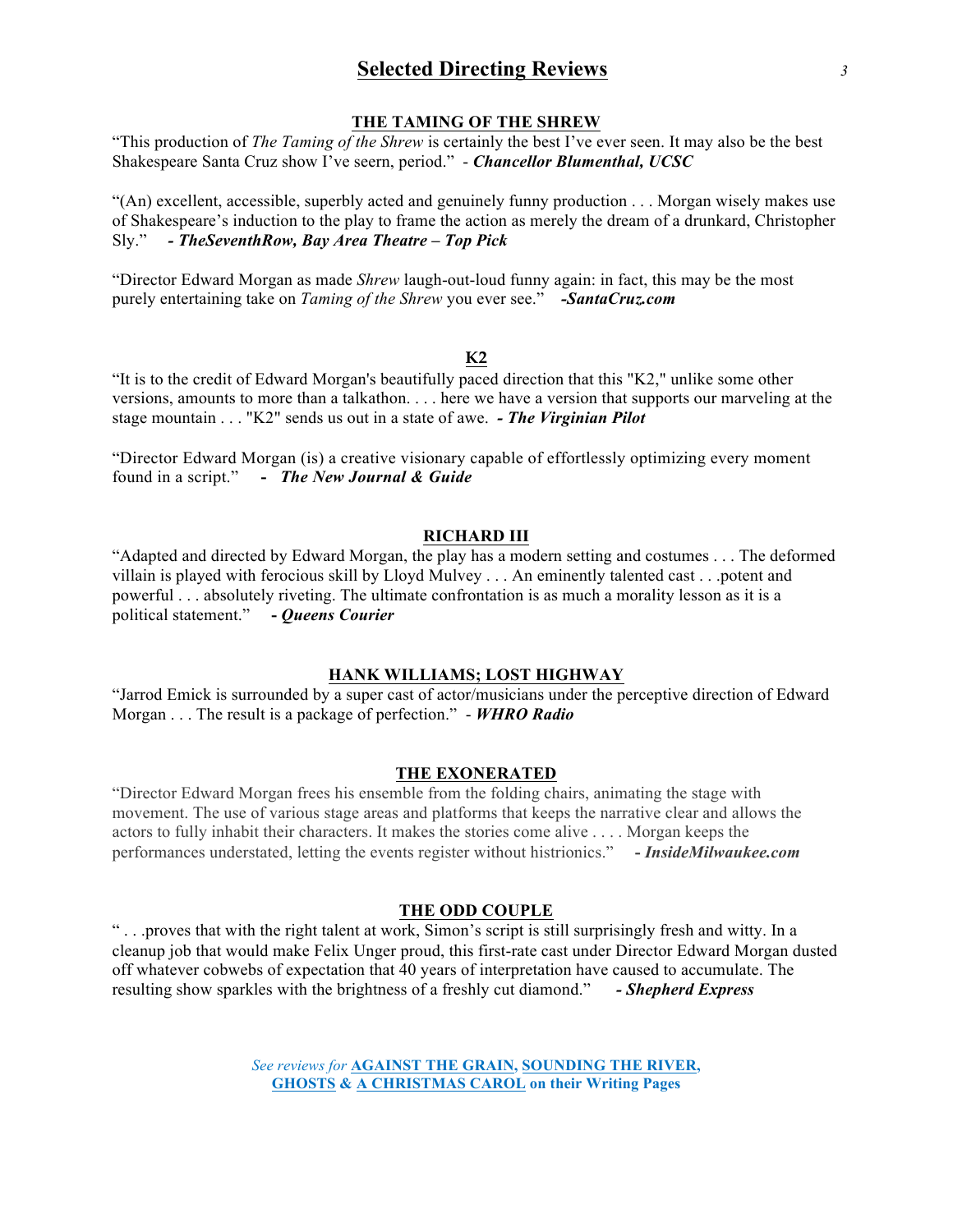# Selected Directing Reviews

### THE TAMING OF THE SHREW

"This production of *The Taming of the Shrew* is certainly the best I've ever seen. It may also be the best Shakespeare Santa Cruz show I've seern, period." - ***Chancellor Blumenthal, UCSC***

"(An) excellent, accessible, superbly acted and genuinely funny production . . . Morgan wisely makes use of Shakespeare's induction to the play to frame the action as merely the dream of a drunkard, Christopher Sly." ***- TheSeventhRow, Bay Area Theatre – Top Pick***

"Director Edward Morgan as made *Shrew* laugh-out-loud funny again: in fact, this may be the most purely entertaining take on *Taming of the Shrew* you ever see." ***-SantaCruz.com***

### K2

"It is to the credit of Edward Morgan's beautifully paced direction that this "K2," unlike some other versions, amounts to more than a talkathon. . . . here we have a version that supports our marveling at the stage mountain . . . "K2" sends us out in a state of awe. ***- The Virginian Pilot***

"Director Edward Morgan (is) a creative visionary capable of effortlessly optimizing every moment found in a script." ***- The New Journal & Guide***

### RICHARD III

"Adapted and directed by Edward Morgan, the play has a modern setting and costumes . . . The deformed villain is played with ferocious skill by Lloyd Mulvey . . . An eminently talented cast . . .potent and powerful . . . absolutely riveting. The ultimate confrontation is as much a morality lesson as it is a political statement." ***- Queens Courier***

### HANK WILLIAMS; LOST HIGHWAY

"Jarrod Emick is surrounded by a super cast of actor/musicians under the perceptive direction of Edward Morgan . . . The result is a package of perfection." - ***WHRO Radio***

### THE EXONERATED

"Director Edward Morgan frees his ensemble from the folding chairs, animating the stage with movement. The use of various stage areas and platforms that keeps the narrative clear and allows the actors to fully inhabit their characters. It makes the stories come alive . . . . Morgan keeps the performances understated, letting the events register without histrionics." ***- InsideMilwaukee.com***

### THE ODD COUPLE

" . . .proves that with the right talent at work, Simon's script is still surprisingly fresh and witty. In a cleanup job that would make Felix Unger proud, this first-rate cast under Director Edward Morgan dusted off whatever cobwebs of expectation that 40 years of interpretation have caused to accumulate. The resulting show sparkles with the brightness of a freshly cut diamond." ***- Shepherd Express***

*See reviews for* **AGAINST THE GRAIN, SOUNDING THE RIVER, GHOSTS & A CHRISTMAS CAROL on their Writing Pages**